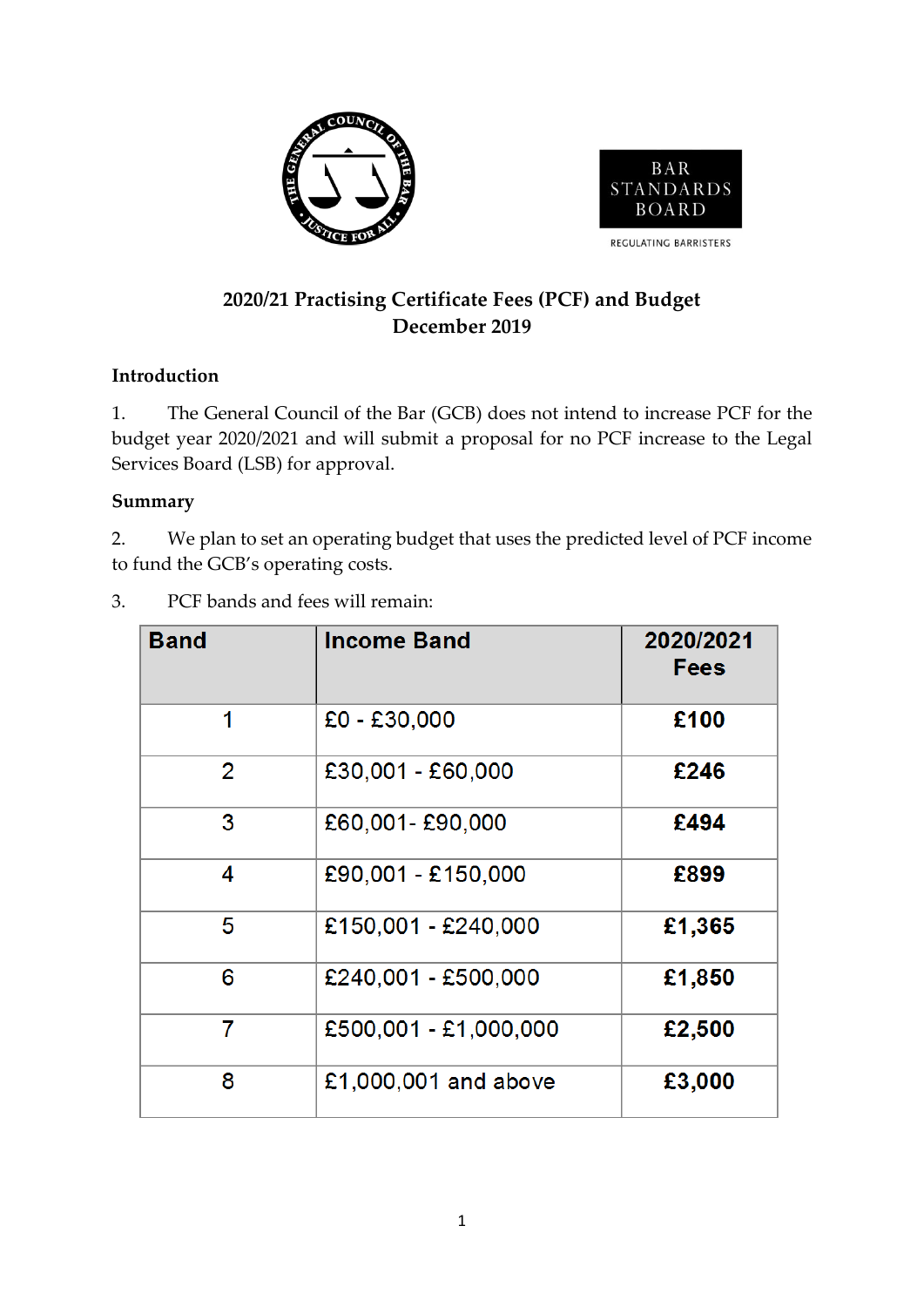# 2020/21 Practising Certificate Fees (PCF) and Budget
# December 2019

## Introduction

1. The General Council of the Bar (GCB) does not intend to increase PCF for the budget year 2020/2021 and will submit a proposal for no PCF increase to the Legal Services Board (LSB) for approval.

## Summary

2. We plan to set an operating budget that uses the predicted level of PCF income to fund the GCB's operating costs.

3. PCF bands and fees will remain:

| Band | Income Band | 2020/2021 Fees |
|---|---|---|
| 1 | £0 - £30,000 | **£100** |
| 2 | £30,001 - £60,000 | **£246** |
| 3 | £60,001- £90,000 | **£494** |
| 4 | £90,001 - £150,000 | **£899** |
| 5 | £150,001 - £240,000 | **£1,365** |
| 6 | £240,001 - £500,000 | **£1,850** |
| 7 | £500,001 - £1,000,000 | **£2,500** |
| 8 | £1,000,001 and above | **£3,000** |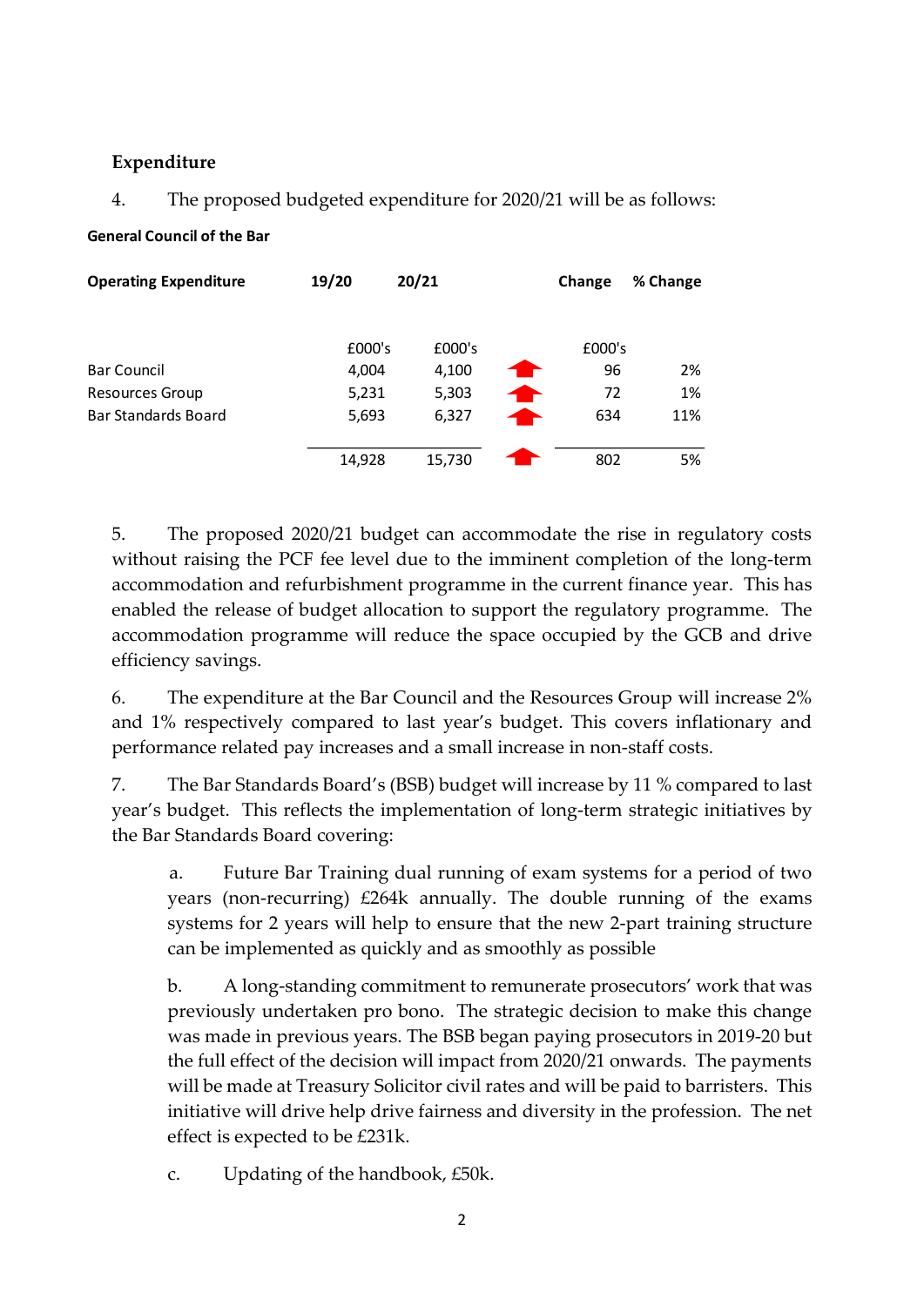## Expenditure

4. The proposed budgeted expenditure for 2020/21 will be as follows:

**General Council of the Bar**

| Operating Expenditure | 19/20 | 20/21 | | Change | % Change |
|---|---|---|---|---|---|
| | £000's | £000's | | £000's | |
| Bar Council | 4,004 | 4,100 | ▲ | 96 | 2% |
| Resources Group | 5,231 | 5,303 | ▲ | 72 | 1% |
| Bar Standards Board | 5,693 | 6,327 | ▲ | 634 | 11% |
| | 14,928 | 15,730 | ▲ | 802 | 5% |

5. The proposed 2020/21 budget can accommodate the rise in regulatory costs without raising the PCF fee level due to the imminent completion of the long-term accommodation and refurbishment programme in the current finance year. This has enabled the release of budget allocation to support the regulatory programme. The accommodation programme will reduce the space occupied by the GCB and drive efficiency savings.

6. The expenditure at the Bar Council and the Resources Group will increase 2% and 1% respectively compared to last year's budget. This covers inflationary and performance related pay increases and a small increase in non-staff costs.

7. The Bar Standards Board's (BSB) budget will increase by 11 % compared to last year's budget. This reflects the implementation of long-term strategic initiatives by the Bar Standards Board covering:

a. Future Bar Training dual running of exam systems for a period of two years (non-recurring) £264k annually. The double running of the exams systems for 2 years will help to ensure that the new 2-part training structure can be implemented as quickly and as smoothly as possible

b. A long-standing commitment to remunerate prosecutors' work that was previously undertaken pro bono. The strategic decision to make this change was made in previous years. The BSB began paying prosecutors in 2019-20 but the full effect of the decision will impact from 2020/21 onwards. The payments will be made at Treasury Solicitor civil rates and will be paid to barristers. This initiative will drive help drive fairness and diversity in the profession. The net effect is expected to be £231k.

c. Updating of the handbook, £50k.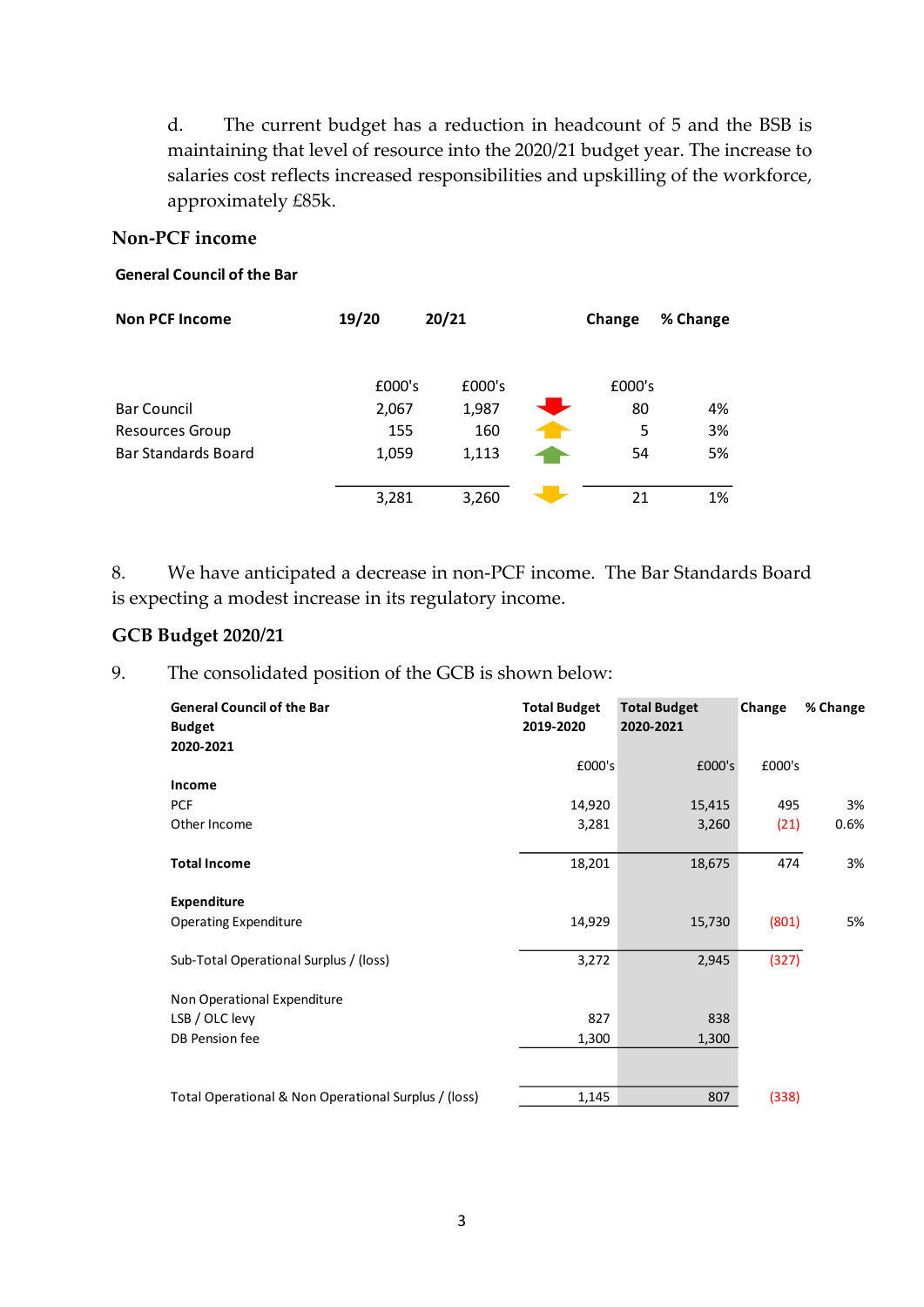d. The current budget has a reduction in headcount of 5 and the BSB is maintaining that level of resource into the 2020/21 budget year. The increase to salaries cost reflects increased responsibilities and upskilling of the workforce, approximately £85k.

## Non-PCF income

**General Council of the Bar**

| Non PCF Income | 19/20 | 20/21 | | Change | % Change |
|---|---|---|---|---|---|
| | £000's | £000's | | £000's | |
| Bar Council | 2,067 | 1,987 | ▼ | 80 | 4% |
| Resources Group | 155 | 160 | ▲ | 5 | 3% |
| Bar Standards Board | 1,059 | 1,113 | ▲ | 54 | 5% |
| | 3,281 | 3,260 | ▼ | 21 | 1% |

8. We have anticipated a decrease in non-PCF income. The Bar Standards Board is expecting a modest increase in its regulatory income.

## GCB Budget 2020/21

9. The consolidated position of the GCB is shown below:

| General Council of the Bar Budget 2020-2021 | Total Budget 2019-2020 | Total Budget 2020-2021 | Change | % Change |
|---|---|---|---|---|
| | £000's | £000's | £000's | |
| **Income** | | | | |
| PCF | 14,920 | 15,415 | 495 | 3% |
| Other Income | 3,281 | 3,260 | (21) | 0.6% |
| **Total Income** | 18,201 | 18,675 | 474 | 3% |
| **Expenditure** | | | | |
| Operating Expenditure | 14,929 | 15,730 | (801) | 5% |
| Sub-Total Operational Surplus / (loss) | 3,272 | 2,945 | (327) | |
| Non Operational Expenditure | | | | |
| LSB / OLC levy | 827 | 838 | | |
| DB Pension fee | 1,300 | 1,300 | | |
| Total Operational & Non Operational Surplus / (loss) | 1,145 | 807 | (338) | |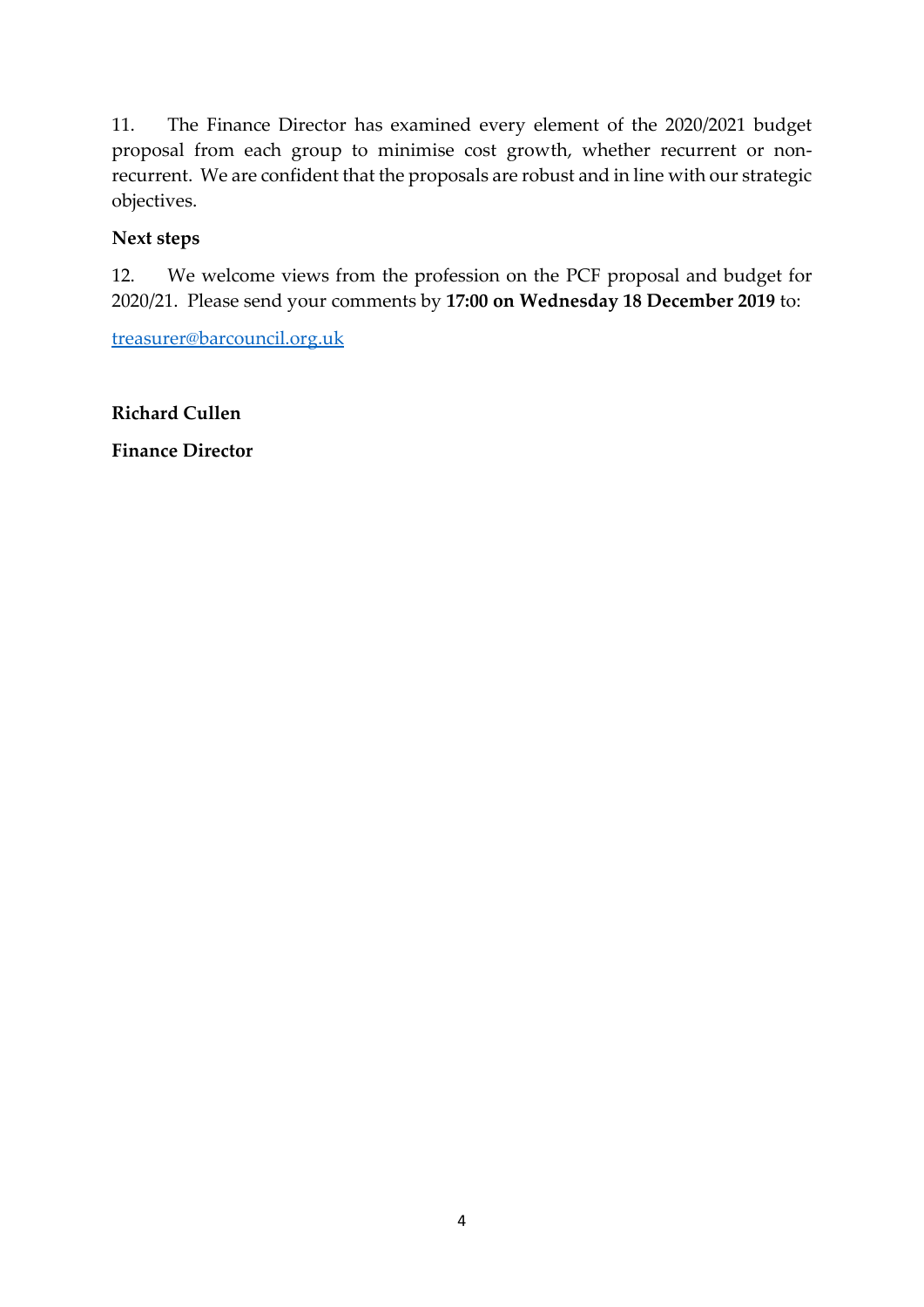11. The Finance Director has examined every element of the 2020/2021 budget proposal from each group to minimise cost growth, whether recurrent or non-recurrent. We are confident that the proposals are robust and in line with our strategic objectives.

**Next steps**

12. We welcome views from the profession on the PCF proposal and budget for 2020/21. Please send your comments by **17:00 on Wednesday 18 December 2019** to:

[treasurer@barcouncil.org.uk](mailto:treasurer@barcouncil.org.uk)

**Richard Cullen**

**Finance Director**